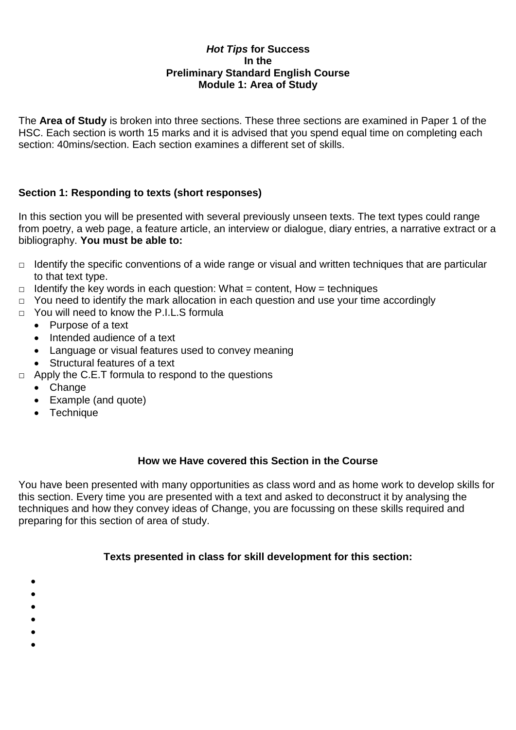***Hot Tips* for Success**
**In the**
**Preliminary Standard English Course**
**Module 1: Area of Study**

The **Area of Study** is broken into three sections. These three sections are examined in Paper 1 of the HSC. Each section is worth 15 marks and it is advised that you spend equal time on completing each section: 40mins/section. Each section examines a different set of skills.

### Section 1: Responding to texts (short responses)

In this section you will be presented with several previously unseen texts. The text types could range from poetry, a web page, a feature article, an interview or dialogue, diary entries, a narrative extract or a bibliography. **You must be able to:**

- ☐ Identify the specific conventions of a wide range or visual and written techniques that are particular to that text type.
- ☐ Identify the key words in each question: What = content, How = techniques
- ☐ You need to identify the mark allocation in each question and use your time accordingly
- ☐ You will need to know the P.I.L.S formula
  - Purpose of a text
  - Intended audience of a text
  - Language or visual features used to convey meaning
  - Structural features of a text
- ☐ Apply the C.E.T formula to respond to the questions
  - Change
  - Example (and quote)
  - Technique

**How we Have covered this Section in the Course**

You have been presented with many opportunities as class word and as home work to develop skills for this section. Every time you are presented with a text and asked to deconstruct it by analysing the techniques and how they convey ideas of Change, you are focussing on these skills required and preparing for this section of area of study.

**Texts presented in class for skill development for this section:**

- 
- 
- 
- 
- 
-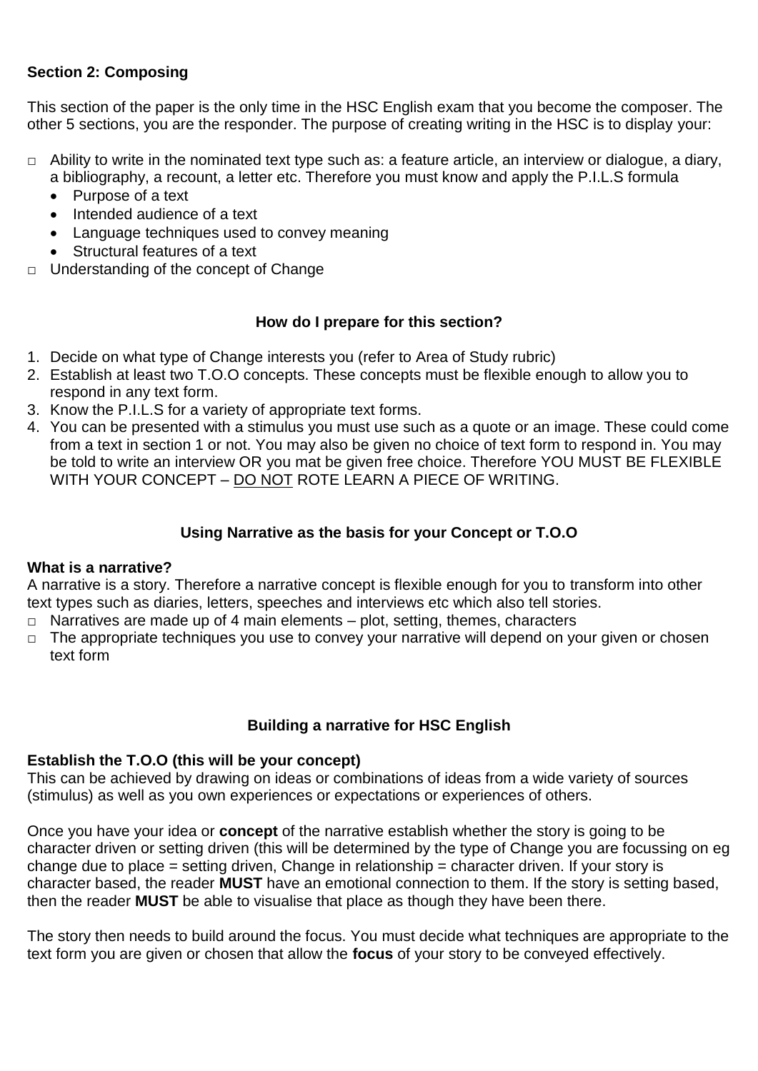**Section 2: Composing**

This section of the paper is the only time in the HSC English exam that you become the composer. The other 5 sections, you are the responder. The purpose of creating writing in the HSC is to display your:

- □ Ability to write in the nominated text type such as: a feature article, an interview or dialogue, a diary, a bibliography, a recount, a letter etc. Therefore you must know and apply the P.I.L.S formula
  - Purpose of a text
  - Intended audience of a text
  - Language techniques used to convey meaning
  - Structural features of a text
- □ Understanding of the concept of Change

**How do I prepare for this section?**

1. Decide on what type of Change interests you (refer to Area of Study rubric)
2. Establish at least two T.O.O concepts. These concepts must be flexible enough to allow you to respond in any text form.
3. Know the P.I.L.S for a variety of appropriate text forms.
4. You can be presented with a stimulus you must use such as a quote or an image. These could come from a text in section 1 or not. You may also be given no choice of text form to respond in. You may be told to write an interview OR you mat be given free choice. Therefore YOU MUST BE FLEXIBLE WITH YOUR CONCEPT – <u>DO NOT</u> ROTE LEARN A PIECE OF WRITING.

**Using Narrative as the basis for your Concept or T.O.O**

**What is a narrative?**

A narrative is a story. Therefore a narrative concept is flexible enough for you to transform into other text types such as diaries, letters, speeches and interviews etc which also tell stories.

- □ Narratives are made up of 4 main elements – plot, setting, themes, characters
- □ The appropriate techniques you use to convey your narrative will depend on your given or chosen text form

**Building a narrative for HSC English**

**Establish the T.O.O (this will be your concept)**

This can be achieved by drawing on ideas or combinations of ideas from a wide variety of sources (stimulus) as well as you own experiences or expectations or experiences of others.

Once you have your idea or **concept** of the narrative establish whether the story is going to be character driven or setting driven (this will be determined by the type of Change you are focussing on eg change due to place = setting driven, Change in relationship = character driven. If your story is character based, the reader **MUST** have an emotional connection to them. If the story is setting based, then the reader **MUST** be able to visualise that place as though they have been there.

The story then needs to build around the focus. You must decide what techniques are appropriate to the text form you are given or chosen that allow the **focus** of your story to be conveyed effectively.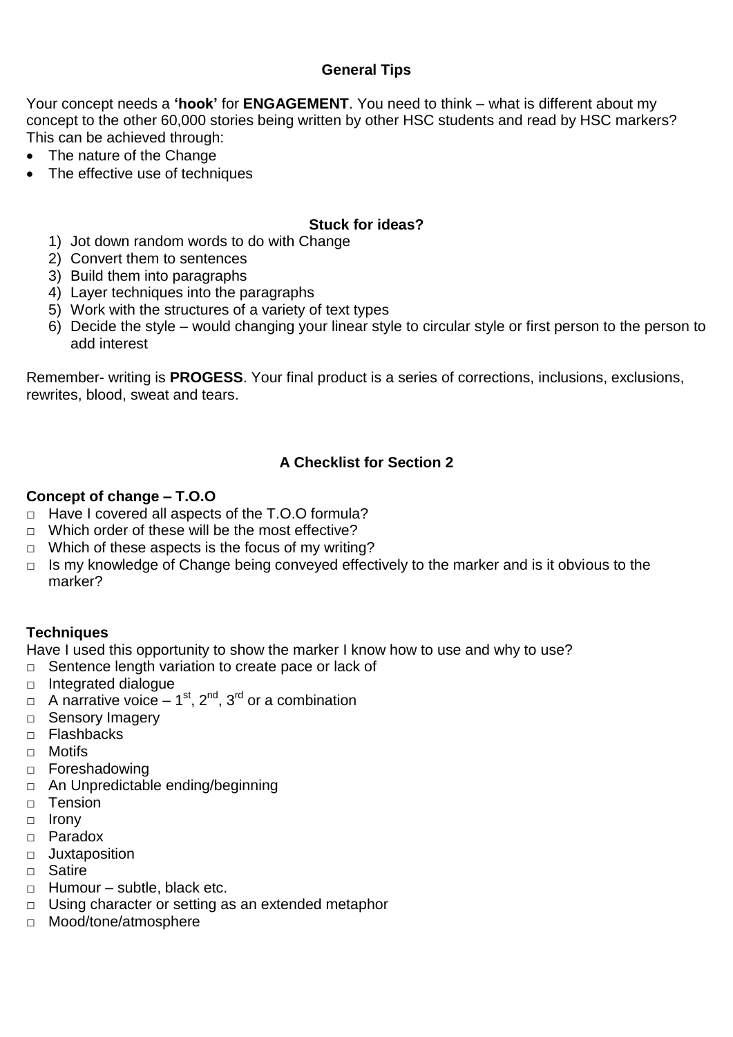## General Tips

Your concept needs a **'hook'** for **ENGAGEMENT**. You need to think – what is different about my concept to the other 60,000 stories being written by other HSC students and read by HSC markers? This can be achieved through:

- The nature of the Change
- The effective use of techniques

## Stuck for ideas?

1) Jot down random words to do with Change
2) Convert them to sentences
3) Build them into paragraphs
4) Layer techniques into the paragraphs
5) Work with the structures of a variety of text types
6) Decide the style – would changing your linear style to circular style or first person to the person to add interest

Remember- writing is **PROGESS**. Your final product is a series of corrections, inclusions, exclusions, rewrites, blood, sweat and tears.

## A Checklist for Section 2

**Concept of change – T.O.O**

- □ Have I covered all aspects of the T.O.O formula?
- □ Which order of these will be the most effective?
- □ Which of these aspects is the focus of my writing?
- □ Is my knowledge of Change being conveyed effectively to the marker and is it obvious to the marker?

**Techniques**

Have I used this opportunity to show the marker I know how to use and why to use?

- □ Sentence length variation to create pace or lack of
- □ Integrated dialogue
- □ A narrative voice – 1st, 2nd, 3rd or a combination
- □ Sensory Imagery
- □ Flashbacks
- □ Motifs
- □ Foreshadowing
- □ An Unpredictable ending/beginning
- □ Tension
- □ Irony
- □ Paradox
- □ Juxtaposition
- □ Satire
- □ Humour – subtle, black etc.
- □ Using character or setting as an extended metaphor
- □ Mood/tone/atmosphere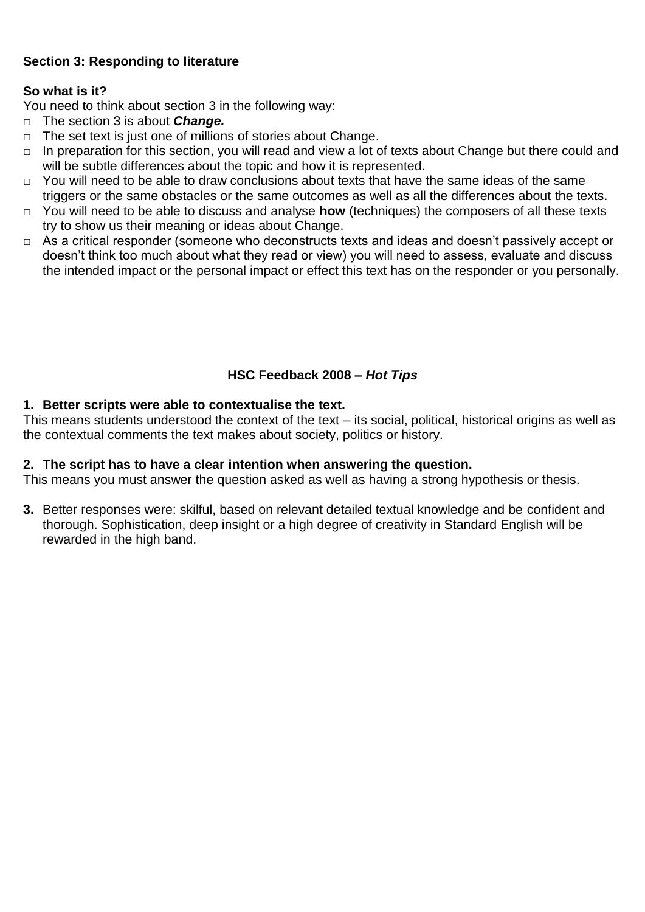**Section 3: Responding to literature**

**So what is it?**

You need to think about section 3 in the following way:

- The section 3 is about ***Change.***
- The set text is just one of millions of stories about Change.
- In preparation for this section, you will read and view a lot of texts about Change but there could and will be subtle differences about the topic and how it is represented.
- You will need to be able to draw conclusions about texts that have the same ideas of the same triggers or the same obstacles or the same outcomes as well as all the differences about the texts.
- You will need to be able to discuss and analyse **how** (techniques) the composers of all these texts try to show us their meaning or ideas about Change.
- As a critical responder (someone who deconstructs texts and ideas and doesn't passively accept or doesn't think too much about what they read or view) you will need to assess, evaluate and discuss the intended impact or the personal impact or effect this text has on the responder or you personally.

**HSC Feedback 2008 – *Hot Tips***

**1. Better scripts were able to contextualise the text.**

This means students understood the context of the text – its social, political, historical origins as well as the contextual comments the text makes about society, politics or history.

**2. The script has to have a clear intention when answering the question.**

This means you must answer the question asked as well as having a strong hypothesis or thesis.

**3.** Better responses were: skilful, based on relevant detailed textual knowledge and be confident and thorough. Sophistication, deep insight or a high degree of creativity in Standard English will be rewarded in the high band.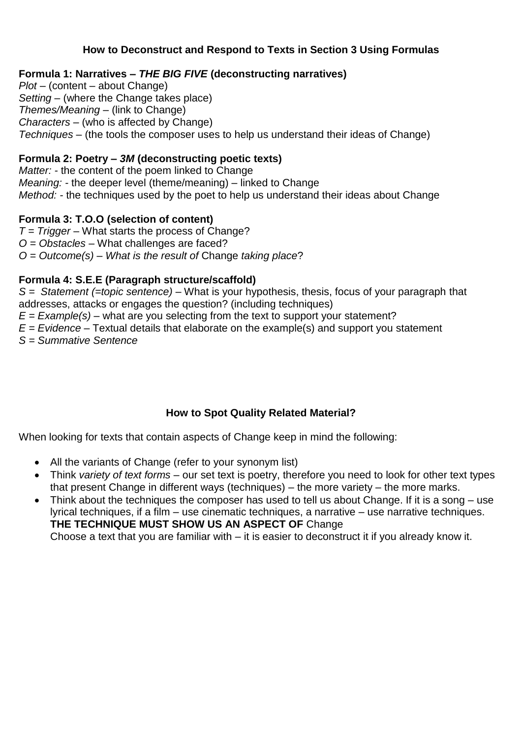## How to Deconstruct and Respond to Texts in Section 3 Using Formulas

**Formula 1: Narratives – *THE BIG FIVE* (deconstructing narratives)**
*Plot* – (content – about Change)
*Setting* – (where the Change takes place)
*Themes/Meaning* – (link to Change)
*Characters* – (who is affected by Change)
*Techniques* – (the tools the composer uses to help us understand their ideas of Change)

**Formula 2: Poetry – *3M* (deconstructing poetic texts)**
*Matter:* - the content of the poem linked to Change
*Meaning:* - the deeper level (theme/meaning) – linked to Change
*Method:* - the techniques used by the poet to help us understand their ideas about Change

**Formula 3: T.O.O (selection of content)**
*T = Trigger* – What starts the process of Change?
*O = Obstacles* – What challenges are faced?
*O = Outcome(s) – What is the result of* Change *taking place*?

**Formula 4: S.E.E (Paragraph structure/scaffold)**
*S = Statement (=topic sentence)* – What is your hypothesis, thesis, focus of your paragraph that addresses, attacks or engages the question? (including techniques)
*E = Example(s)* – what are you selecting from the text to support your statement?
*E = Evidence* – Textual details that elaborate on the example(s) and support you statement
*S = Summative Sentence*

## How to Spot Quality Related Material?

When looking for texts that contain aspects of Change keep in mind the following:

- All the variants of Change (refer to your synonym list)
- Think *variety of text forms* – our set text is poetry, therefore you need to look for other text types that present Change in different ways (techniques) – the more variety – the more marks.
- Think about the techniques the composer has used to tell us about Change. If it is a song – use lyrical techniques, if a film – use cinematic techniques, a narrative – use narrative techniques. **THE TECHNIQUE MUST SHOW US AN ASPECT OF** Change
  Choose a text that you are familiar with – it is easier to deconstruct it if you already know it.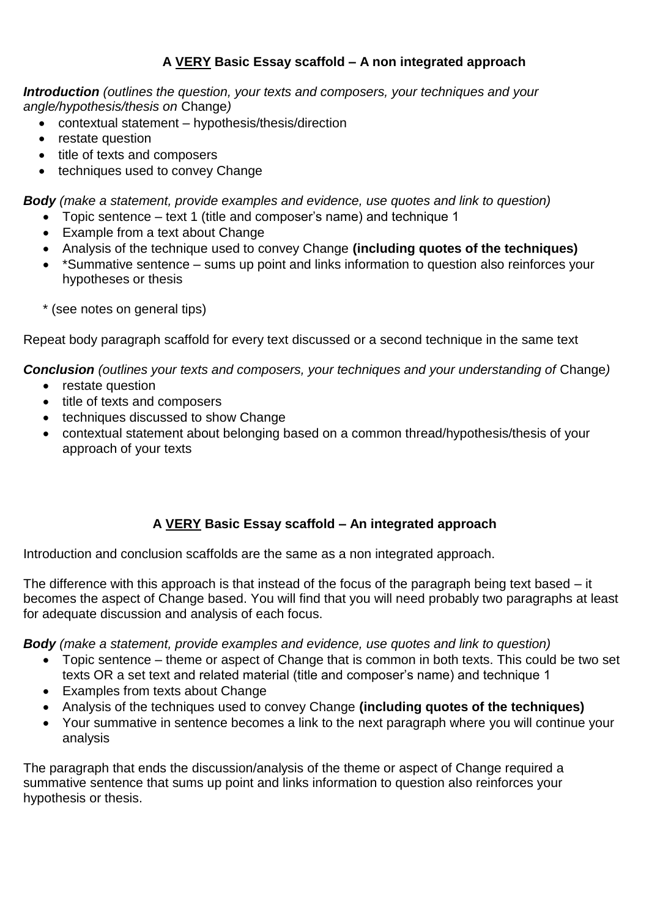## A **VERY** Basic Essay scaffold – A non integrated approach

***Introduction*** *(outlines the question, your texts and composers, your techniques and your angle/hypothesis/thesis on* Change*)*

- contextual statement – hypothesis/thesis/direction
- restate question
- title of texts and composers
- techniques used to convey Change

***Body*** *(make a statement, provide examples and evidence, use quotes and link to question)*

- Topic sentence – text 1 (title and composer's name) and technique 1
- Example from a text about Change
- Analysis of the technique used to convey Change **(including quotes of the techniques)**
- *Summative sentence – sums up point and links information to question also reinforces your hypotheses or thesis

\* (see notes on general tips)

Repeat body paragraph scaffold for every text discussed or a second technique in the same text

***Conclusion*** *(outlines your texts and composers, your techniques and your understanding of* Change*)*

- restate question
- title of texts and composers
- techniques discussed to show Change
- contextual statement about belonging based on a common thread/hypothesis/thesis of your approach of your texts

## A **VERY** Basic Essay scaffold – An integrated approach

Introduction and conclusion scaffolds are the same as a non integrated approach.

The difference with this approach is that instead of the focus of the paragraph being text based – it becomes the aspect of Change based. You will find that you will need probably two paragraphs at least for adequate discussion and analysis of each focus.

***Body*** *(make a statement, provide examples and evidence, use quotes and link to question)*

- Topic sentence – theme or aspect of Change that is common in both texts. This could be two set texts OR a set text and related material (title and composer's name) and technique 1
- Examples from texts about Change
- Analysis of the techniques used to convey Change **(including quotes of the techniques)**
- Your summative in sentence becomes a link to the next paragraph where you will continue your analysis

The paragraph that ends the discussion/analysis of the theme or aspect of Change required a summative sentence that sums up point and links information to question also reinforces your hypothesis or thesis.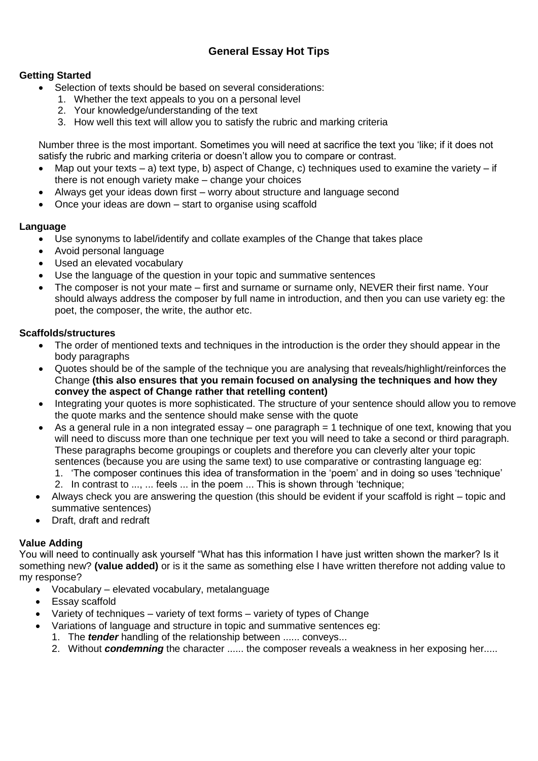# General Essay Hot Tips

**Getting Started**

- Selection of texts should be based on several considerations:
  1. Whether the text appeals to you on a personal level
  2. Your knowledge/understanding of the text
  3. How well this text will allow you to satisfy the rubric and marking criteria

Number three is the most important. Sometimes you will need at sacrifice the text you 'like; if it does not satisfy the rubric and marking criteria or doesn't allow you to compare or contrast.

- Map out your texts – a) text type, b) aspect of Change, c) techniques used to examine the variety – if there is not enough variety make – change your choices
- Always get your ideas down first – worry about structure and language second
- Once your ideas are down – start to organise using scaffold

**Language**

- Use synonyms to label/identify and collate examples of the Change that takes place
- Avoid personal language
- Used an elevated vocabulary
- Use the language of the question in your topic and summative sentences
- The composer is not your mate – first and surname or surname only, NEVER their first name. Your should always address the composer by full name in introduction, and then you can use variety eg: the poet, the composer, the write, the author etc.

**Scaffolds/structures**

- The order of mentioned texts and techniques in the introduction is the order they should appear in the body paragraphs
- Quotes should be of the sample of the technique you are analysing that reveals/highlight/reinforces the Change **(this also ensures that you remain focused on analysing the techniques and how they convey the aspect of Change rather that retelling content)**
- Integrating your quotes is more sophisticated. The structure of your sentence should allow you to remove the quote marks and the sentence should make sense with the quote
- As a general rule in a non integrated essay – one paragraph = 1 technique of one text, knowing that you will need to discuss more than one technique per text you will need to take a second or third paragraph. These paragraphs become groupings or couplets and therefore you can cleverly alter your topic sentences (because you are using the same text) to use comparative or contrasting language eg:
  1. 'The composer continues this idea of transformation in the 'poem' and in doing so uses 'technique'
  2. In contrast to ..., ... feels ... in the poem ... This is shown through 'technique;
- Always check you are answering the question (this should be evident if your scaffold is right – topic and summative sentences)
- Draft, draft and redraft

**Value Adding**

You will need to continually ask yourself "What has this information I have just written shown the marker? Is it something new? **(value added)** or is it the same as something else I have written therefore not adding value to my response?

- Vocabulary – elevated vocabulary, metalanguage
- Essay scaffold
- Variety of techniques – variety of text forms – variety of types of Change
- Variations of language and structure in topic and summative sentences eg:
  1. The ***tender*** handling of the relationship between ...... conveys...
  2. Without ***condemning*** the character ...... the composer reveals a weakness in her exposing her.....